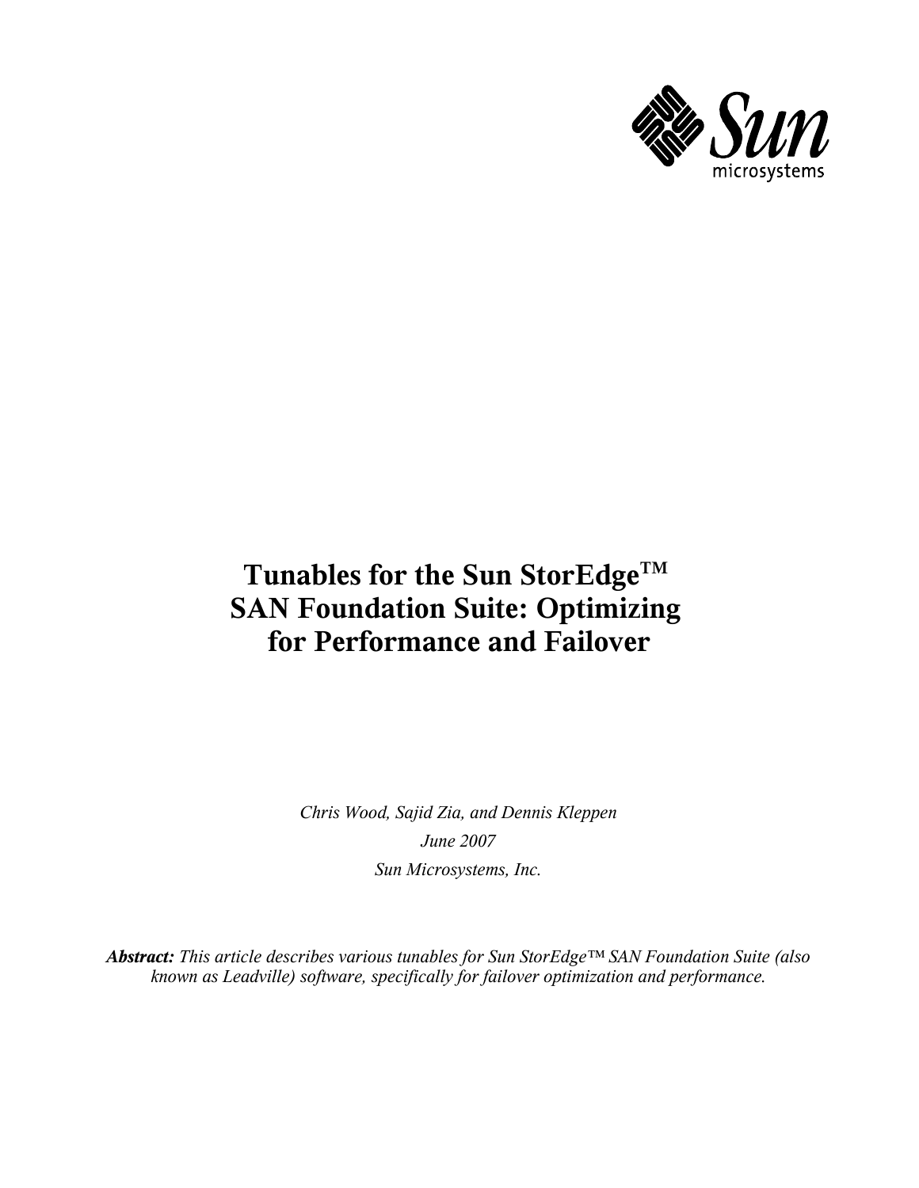# Tunables for the Sun StorEdge™ SAN Foundation Suite: Optimizing for Performance and Failover

*Chris Wood, Sajid Zia, and Dennis Kleppen*

*June 2007*

*Sun Microsystems, Inc.*

***Abstract:*** *This article describes various tunables for Sun StorEdge™ SAN Foundation Suite (also known as Leadville) software, specifically for failover optimization and performance.*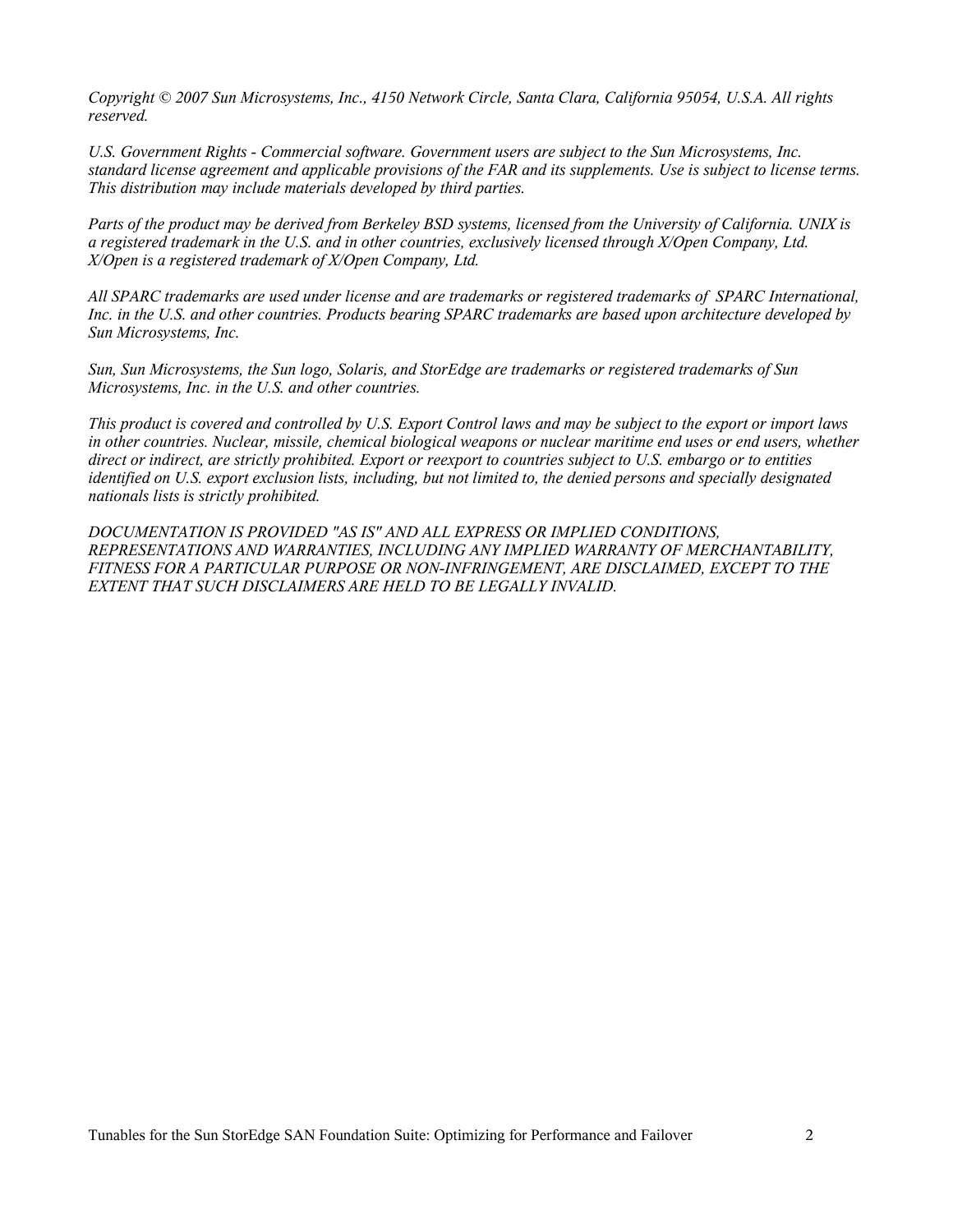*Copyright © 2007 Sun Microsystems, Inc., 4150 Network Circle, Santa Clara, California 95054, U.S.A. All rights reserved.*

*U.S. Government Rights - Commercial software. Government users are subject to the Sun Microsystems, Inc. standard license agreement and applicable provisions of the FAR and its supplements. Use is subject to license terms. This distribution may include materials developed by third parties.*

*Parts of the product may be derived from Berkeley BSD systems, licensed from the University of California. UNIX is a registered trademark in the U.S. and in other countries, exclusively licensed through X/Open Company, Ltd. X/Open is a registered trademark of X/Open Company, Ltd.*

*All SPARC trademarks are used under license and are trademarks or registered trademarks of SPARC International, Inc. in the U.S. and other countries. Products bearing SPARC trademarks are based upon architecture developed by Sun Microsystems, Inc.*

*Sun, Sun Microsystems, the Sun logo, Solaris, and StorEdge are trademarks or registered trademarks of Sun Microsystems, Inc. in the U.S. and other countries.*

*This product is covered and controlled by U.S. Export Control laws and may be subject to the export or import laws in other countries. Nuclear, missile, chemical biological weapons or nuclear maritime end uses or end users, whether direct or indirect, are strictly prohibited. Export or reexport to countries subject to U.S. embargo or to entities identified on U.S. export exclusion lists, including, but not limited to, the denied persons and specially designated nationals lists is strictly prohibited.*

*DOCUMENTATION IS PROVIDED "AS IS" AND ALL EXPRESS OR IMPLIED CONDITIONS, REPRESENTATIONS AND WARRANTIES, INCLUDING ANY IMPLIED WARRANTY OF MERCHANTABILITY, FITNESS FOR A PARTICULAR PURPOSE OR NON-INFRINGEMENT, ARE DISCLAIMED, EXCEPT TO THE EXTENT THAT SUCH DISCLAIMERS ARE HELD TO BE LEGALLY INVALID.*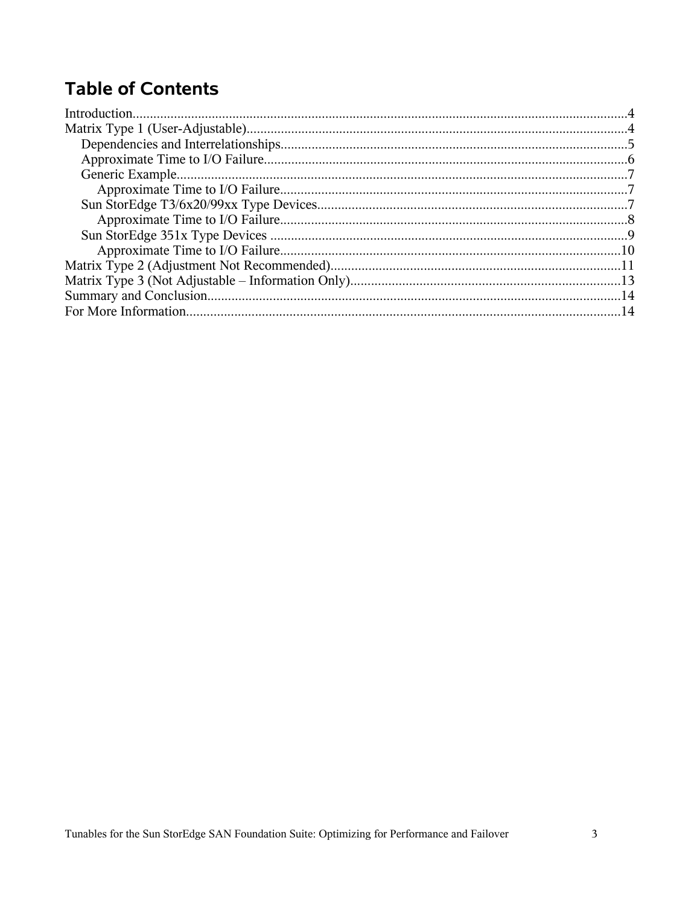# Table of Contents

- Introduction....4
- Matrix Type 1 (User-Adjustable)....4
  - Dependencies and Interrelationships....5
  - Approximate Time to I/O Failure....6
  - Generic Example....7
    - Approximate Time to I/O Failure....7
  - Sun StorEdge T3/6x20/99xx Type Devices....7
    - Approximate Time to I/O Failure....8
  - Sun StorEdge 351x Type Devices....9
    - Approximate Time to I/O Failure....10
- Matrix Type 2 (Adjustment Not Recommended)....11
- Matrix Type 3 (Not Adjustable – Information Only)....13
- Summary and Conclusion....14
- For More Information....14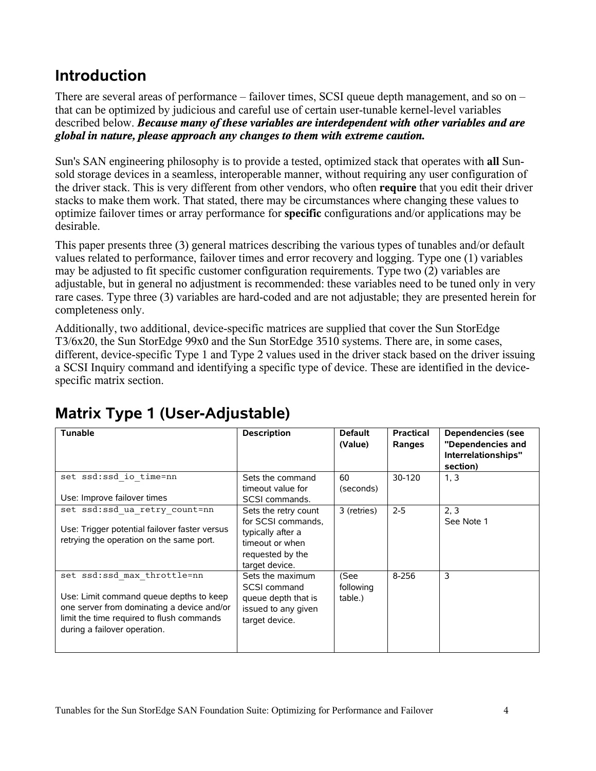## Introduction

There are several areas of performance – failover times, SCSI queue depth management, and so on – that can be optimized by judicious and careful use of certain user-tunable kernel-level variables described below. ***Because many of these variables are interdependent with other variables and are global in nature, please approach any changes to them with extreme caution.***

Sun's SAN engineering philosophy is to provide a tested, optimized stack that operates with **all** Sun-sold storage devices in a seamless, interoperable manner, without requiring any user configuration of the driver stack. This is very different from other vendors, who often **require** that you edit their driver stacks to make them work. That stated, there may be circumstances where changing these values to optimize failover times or array performance for **specific** configurations and/or applications may be desirable.

This paper presents three (3) general matrices describing the various types of tunables and/or default values related to performance, failover times and error recovery and logging. Type one (1) variables may be adjusted to fit specific customer configuration requirements. Type two (2) variables are adjustable, but in general no adjustment is recommended: these variables need to be tuned only in very rare cases. Type three (3) variables are hard-coded and are not adjustable; they are presented herein for completeness only.

Additionally, two additional, device-specific matrices are supplied that cover the Sun StorEdge T3/6x20, the Sun StorEdge 99x0 and the Sun StorEdge 3510 systems. There are, in some cases, different, device-specific Type 1 and Type 2 values used in the driver stack based on the driver issuing a SCSI Inquiry command and identifying a specific type of device. These are identified in the device-specific matrix section.

## Matrix Type 1 (User-Adjustable)

| Tunable | Description | Default (Value) | Practical Ranges | Dependencies (see "Dependencies and Interrelationships" section) |
|---|---|---|---|---|
| `set ssd:ssd_io_time=nn`<br><br>Use: Improve failover times | Sets the command timeout value for SCSI commands. | 60 (seconds) | 30-120 | 1, 3 |
| `set ssd:ssd_ua_retry_count=nn`<br><br>Use: Trigger potential failover faster versus retrying the operation on the same port. | Sets the retry count for SCSI commands, typically after a timeout or when requested by the target device. | 3 (retries) | 2-5 | 2, 3<br>See Note 1 |
| `set ssd:ssd_max_throttle=nn`<br><br>Use: Limit command queue depths to keep one server from dominating a device and/or limit the time required to flush commands during a failover operation. | Sets the maximum SCSI command queue depth that is issued to any given target device. | (See following table.) | 8-256 | 3 |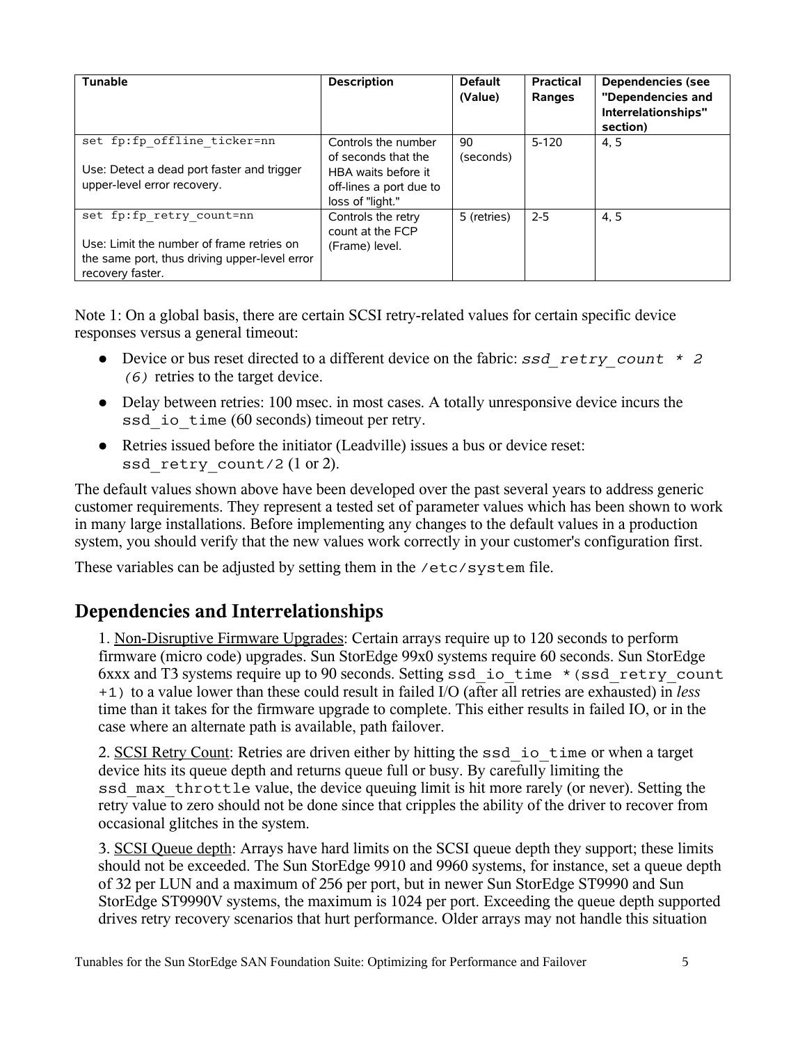| Tunable | Description | Default (Value) | Practical Ranges | Dependencies (see "Dependencies and Interrelationships" section) |
|---|---|---|---|---|
| `set fp:fp_offline_ticker=nn`<br><br>Use: Detect a dead port faster and trigger upper-level error recovery. | Controls the number of seconds that the HBA waits before it off-lines a port due to loss of "light." | 90 (seconds) | 5-120 | 4, 5 |
| `set fp:fp_retry_count=nn`<br><br>Use: Limit the number of frame retries on the same port, thus driving upper-level error recovery faster. | Controls the retry count at the FCP (Frame) level. | 5 (retries) | 2-5 | 4, 5 |

Note 1: On a global basis, there are certain SCSI retry-related values for certain specific device responses versus a general timeout:

- Device or bus reset directed to a different device on the fabric: *`ssd_retry_count * 2 (6)`* retries to the target device.
- Delay between retries: 100 msec. in most cases. A totally unresponsive device incurs the `ssd_io_time` (60 seconds) timeout per retry.
- Retries issued before the initiator (Leadville) issues a bus or device reset: `ssd_retry_count/2` (1 or 2).

The default values shown above have been developed over the past several years to address generic customer requirements. They represent a tested set of parameter values which has been shown to work in many large installations. Before implementing any changes to the default values in a production system, you should verify that the new values work correctly in your customer's configuration first.

These variables can be adjusted by setting them in the `/etc/system` file.

## Dependencies and Interrelationships

1. Non-Disruptive Firmware Upgrades: Certain arrays require up to 120 seconds to perform firmware (micro code) upgrades. Sun StorEdge 99x0 systems require 60 seconds. Sun StorEdge 6xxx and T3 systems require up to 90 seconds. Setting `ssd_io_time *(ssd_retry_count +1)` to a value lower than these could result in failed I/O (after all retries are exhausted) in *less* time than it takes for the firmware upgrade to complete. This either results in failed IO, or in the case where an alternate path is available, path failover.

2. SCSI Retry Count: Retries are driven either by hitting the `ssd_io_time` or when a target device hits its queue depth and returns queue full or busy. By carefully limiting the `ssd_max_throttle` value, the device queuing limit is hit more rarely (or never). Setting the retry value to zero should not be done since that cripples the ability of the driver to recover from occasional glitches in the system.

3. SCSI Queue depth: Arrays have hard limits on the SCSI queue depth they support; these limits should not be exceeded. The Sun StorEdge 9910 and 9960 systems, for instance, set a queue depth of 32 per LUN and a maximum of 256 per port, but in newer Sun StorEdge ST9990 and Sun StorEdge ST9990V systems, the maximum is 1024 per port. Exceeding the queue depth supported drives retry recovery scenarios that hurt performance. Older arrays may not handle this situation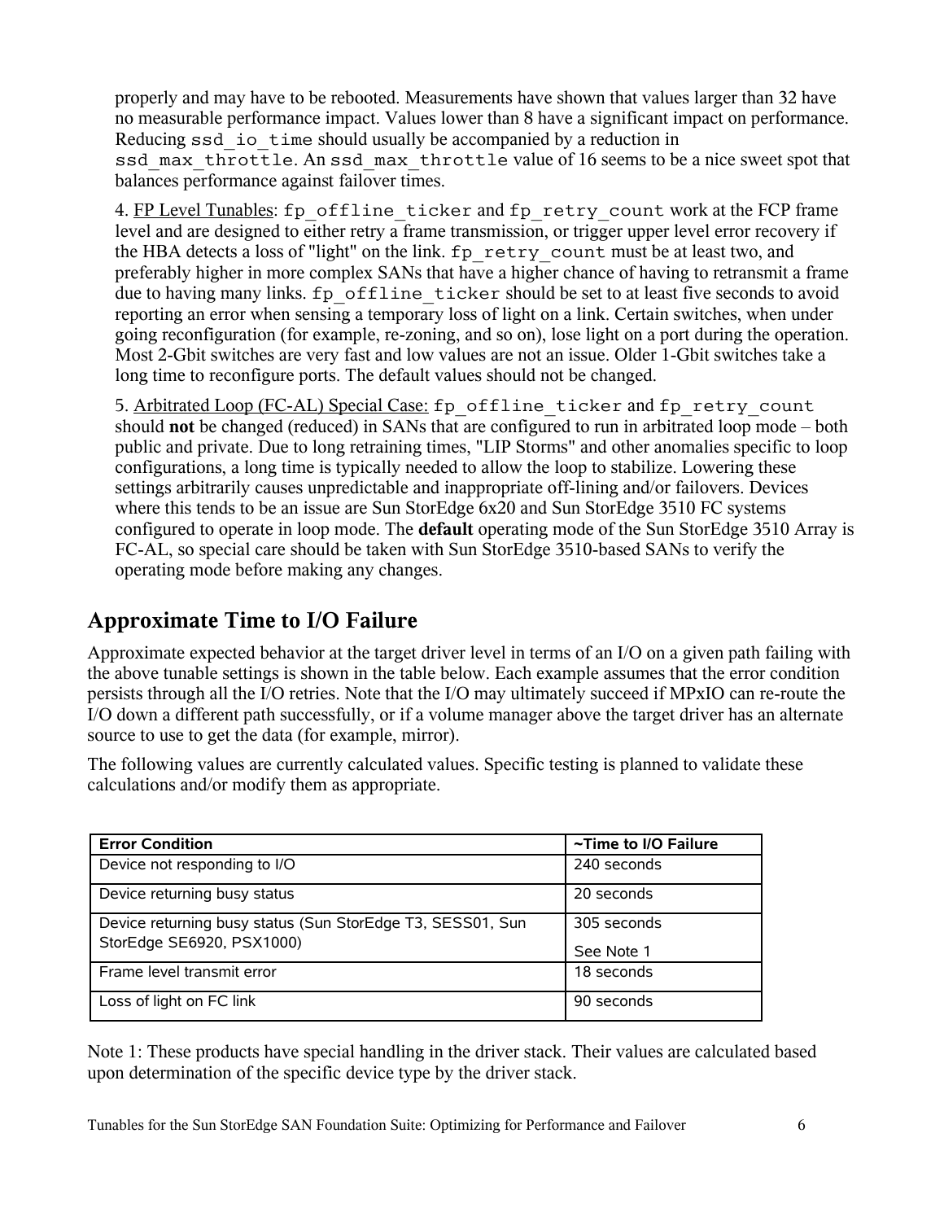properly and may have to be rebooted. Measurements have shown that values larger than 32 have no measurable performance impact. Values lower than 8 have a significant impact on performance. Reducing `ssd_io_time` should usually be accompanied by a reduction in `ssd_max_throttle`. An `ssd_max_throttle` value of 16 seems to be a nice sweet spot that balances performance against failover times.

4. FP Level Tunables: `fp_offline_ticker` and `fp_retry_count` work at the FCP frame level and are designed to either retry a frame transmission, or trigger upper level error recovery if the HBA detects a loss of "light" on the link. `fp_retry_count` must be at least two, and preferably higher in more complex SANs that have a higher chance of having to retransmit a frame due to having many links. `fp_offline_ticker` should be set to at least five seconds to avoid reporting an error when sensing a temporary loss of light on a link. Certain switches, when under going reconfiguration (for example, re-zoning, and so on), lose light on a port during the operation. Most 2-Gbit switches are very fast and low values are not an issue. Older 1-Gbit switches take a long time to reconfigure ports. The default values should not be changed.

5. Arbitrated Loop (FC-AL) Special Case: `fp_offline_ticker` and `fp_retry_count` should **not** be changed (reduced) in SANs that are configured to run in arbitrated loop mode – both public and private. Due to long retraining times, "LIP Storms" and other anomalies specific to loop configurations, a long time is typically needed to allow the loop to stabilize. Lowering these settings arbitrarily causes unpredictable and inappropriate off-lining and/or failovers. Devices where this tends to be an issue are Sun StorEdge 6x20 and Sun StorEdge 3510 FC systems configured to operate in loop mode. The **default** operating mode of the Sun StorEdge 3510 Array is FC-AL, so special care should be taken with Sun StorEdge 3510-based SANs to verify the operating mode before making any changes.

## Approximate Time to I/O Failure

Approximate expected behavior at the target driver level in terms of an I/O on a given path failing with the above tunable settings is shown in the table below. Each example assumes that the error condition persists through all the I/O retries. Note that the I/O may ultimately succeed if MPxIO can re-route the I/O down a different path successfully, or if a volume manager above the target driver has an alternate source to use to get the data (for example, mirror).

The following values are currently calculated values. Specific testing is planned to validate these calculations and/or modify them as appropriate.

| Error Condition | ~Time to I/O Failure |
|---|---|
| Device not responding to I/O | 240 seconds |
| Device returning busy status | 20 seconds |
| Device returning busy status (Sun StorEdge T3, SESS01, Sun StorEdge SE6920, PSX1000) | 305 seconds<br>See Note 1 |
| Frame level transmit error | 18 seconds |
| Loss of light on FC link | 90 seconds |

Note 1: These products have special handling in the driver stack. Their values are calculated based upon determination of the specific device type by the driver stack.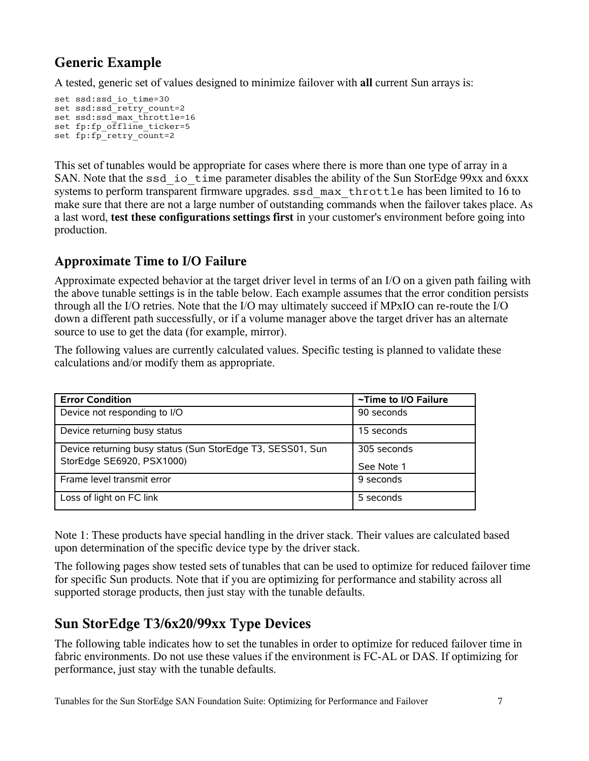## Generic Example

A tested, generic set of values designed to minimize failover with **all** current Sun arrays is:

```
set ssd:ssd_io_time=30
set ssd:ssd_retry_count=2
set ssd:ssd_max_throttle=16
set fp:fp_offline_ticker=5
set fp:fp_retry_count=2
```

This set of tunables would be appropriate for cases where there is more than one type of array in a SAN. Note that the `ssd_io_time` parameter disables the ability of the Sun StorEdge 99xx and 6xxx systems to perform transparent firmware upgrades. `ssd_max_throttle` has been limited to 16 to make sure that there are not a large number of outstanding commands when the failover takes place. As a last word, **test these configurations settings first** in your customer's environment before going into production.

## Approximate Time to I/O Failure

Approximate expected behavior at the target driver level in terms of an I/O on a given path failing with the above tunable settings is in the table below. Each example assumes that the error condition persists through all the I/O retries. Note that the I/O may ultimately succeed if MPxIO can re-route the I/O down a different path successfully, or if a volume manager above the target driver has an alternate source to use to get the data (for example, mirror).

The following values are currently calculated values. Specific testing is planned to validate these calculations and/or modify them as appropriate.

| Error Condition | ~Time to I/O Failure |
|---|---|
| Device not responding to I/O | 90 seconds |
| Device returning busy status | 15 seconds |
| Device returning busy status (Sun StorEdge T3, SESS01, Sun StorEdge SE6920, PSX1000) | 305 seconds<br>See Note 1 |
| Frame level transmit error | 9 seconds |
| Loss of light on FC link | 5 seconds |

Note 1: These products have special handling in the driver stack. Their values are calculated based upon determination of the specific device type by the driver stack.

The following pages show tested sets of tunables that can be used to optimize for reduced failover time for specific Sun products. Note that if you are optimizing for performance and stability across all supported storage products, then just stay with the tunable defaults.

## Sun StorEdge T3/6x20/99xx Type Devices

The following table indicates how to set the tunables in order to optimize for reduced failover time in fabric environments. Do not use these values if the environment is FC-AL or DAS. If optimizing for performance, just stay with the tunable defaults.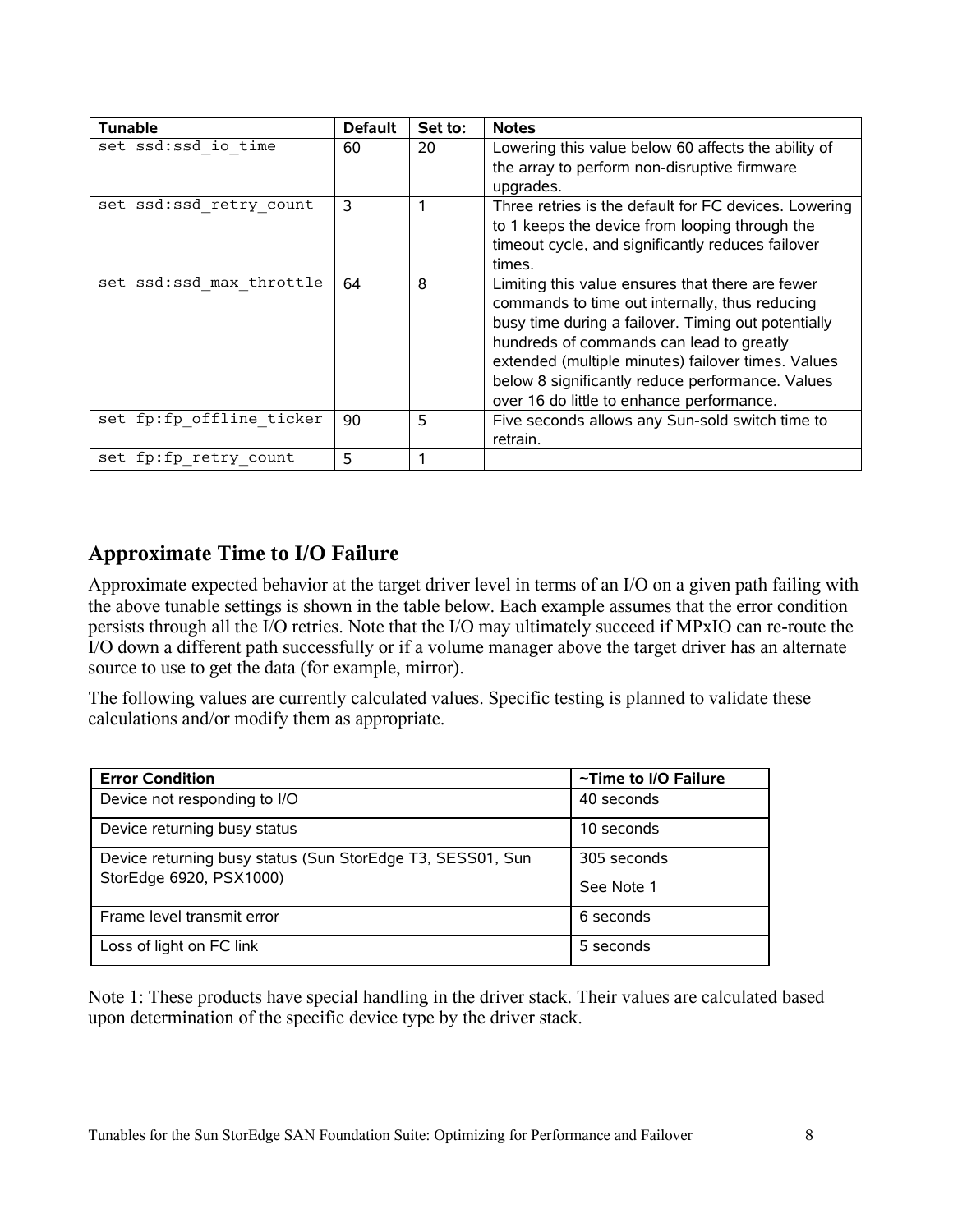| Tunable | Default | Set to: | Notes |
|---|---|---|---|
| `set ssd:ssd_io_time` | 60 | 20 | Lowering this value below 60 affects the ability of the array to perform non-disruptive firmware upgrades. |
| `set ssd:ssd_retry_count` | 3 | 1 | Three retries is the default for FC devices. Lowering to 1 keeps the device from looping through the timeout cycle, and significantly reduces failover times. |
| `set ssd:ssd_max_throttle` | 64 | 8 | Limiting this value ensures that there are fewer commands to time out internally, thus reducing busy time during a failover. Timing out potentially hundreds of commands can lead to greatly extended (multiple minutes) failover times. Values below 8 significantly reduce performance. Values over 16 do little to enhance performance. |
| `set fp:fp_offline_ticker` | 90 | 5 | Five seconds allows any Sun-sold switch time to retrain. |
| `set fp:fp_retry_count` | 5 | 1 | |

## Approximate Time to I/O Failure

Approximate expected behavior at the target driver level in terms of an I/O on a given path failing with the above tunable settings is shown in the table below. Each example assumes that the error condition persists through all the I/O retries. Note that the I/O may ultimately succeed if MPxIO can re-route the I/O down a different path successfully or if a volume manager above the target driver has an alternate source to use to get the data (for example, mirror).

The following values are currently calculated values. Specific testing is planned to validate these calculations and/or modify them as appropriate.

| Error Condition | ~Time to I/O Failure |
|---|---|
| Device not responding to I/O | 40 seconds |
| Device returning busy status | 10 seconds |
| Device returning busy status (Sun StorEdge T3, SESS01, Sun StorEdge 6920, PSX1000) | 305 seconds<br>See Note 1 |
| Frame level transmit error | 6 seconds |
| Loss of light on FC link | 5 seconds |

Note 1: These products have special handling in the driver stack. Their values are calculated based upon determination of the specific device type by the driver stack.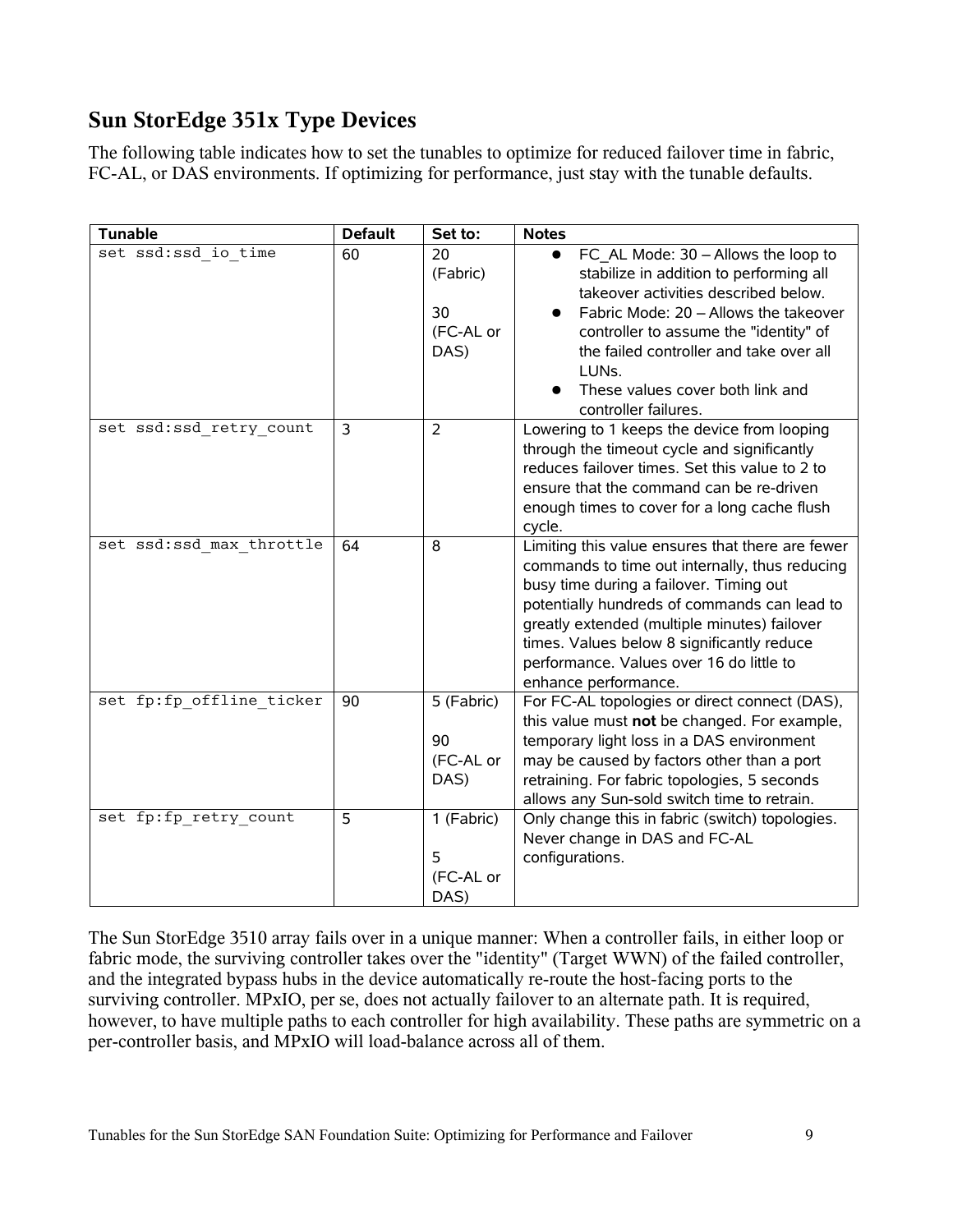## Sun StorEdge 351x Type Devices

The following table indicates how to set the tunables to optimize for reduced failover time in fabric, FC-AL, or DAS environments. If optimizing for performance, just stay with the tunable defaults.

| Tunable | Default | Set to: | Notes |
|---|---|---|---|
| `set ssd:ssd_io_time` | 60 | 20 (Fabric)<br><br>30 (FC-AL or DAS) | • FC_AL Mode: 30 – Allows the loop to stabilize in addition to performing all takeover activities described below.<br>• Fabric Mode: 20 – Allows the takeover controller to assume the "identity" of the failed controller and take over all LUNs.<br>• These values cover both link and controller failures. |
| `set ssd:ssd_retry_count` | 3 | 2 | Lowering to 1 keeps the device from looping through the timeout cycle and significantly reduces failover times. Set this value to 2 to ensure that the command can be re-driven enough times to cover for a long cache flush cycle. |
| `set ssd:ssd_max_throttle` | 64 | 8 | Limiting this value ensures that there are fewer commands to time out internally, thus reducing busy time during a failover. Timing out potentially hundreds of commands can lead to greatly extended (multiple minutes) failover times. Values below 8 significantly reduce performance. Values over 16 do little to enhance performance. |
| `set fp:fp_offline_ticker` | 90 | 5 (Fabric)<br><br>90 (FC-AL or DAS) | For FC-AL topologies or direct connect (DAS), this value must **not** be changed. For example, temporary light loss in a DAS environment may be caused by factors other than a port retraining. For fabric topologies, 5 seconds allows any Sun-sold switch time to retrain. |
| `set fp:fp_retry_count` | 5 | 1 (Fabric)<br><br>5 (FC-AL or DAS) | Only change this in fabric (switch) topologies. Never change in DAS and FC-AL configurations. |

The Sun StorEdge 3510 array fails over in a unique manner: When a controller fails, in either loop or fabric mode, the surviving controller takes over the "identity" (Target WWN) of the failed controller, and the integrated bypass hubs in the device automatically re-route the host-facing ports to the surviving controller. MPxIO, per se, does not actually failover to an alternate path. It is required, however, to have multiple paths to each controller for high availability. These paths are symmetric on a per-controller basis, and MPxIO will load-balance across all of them.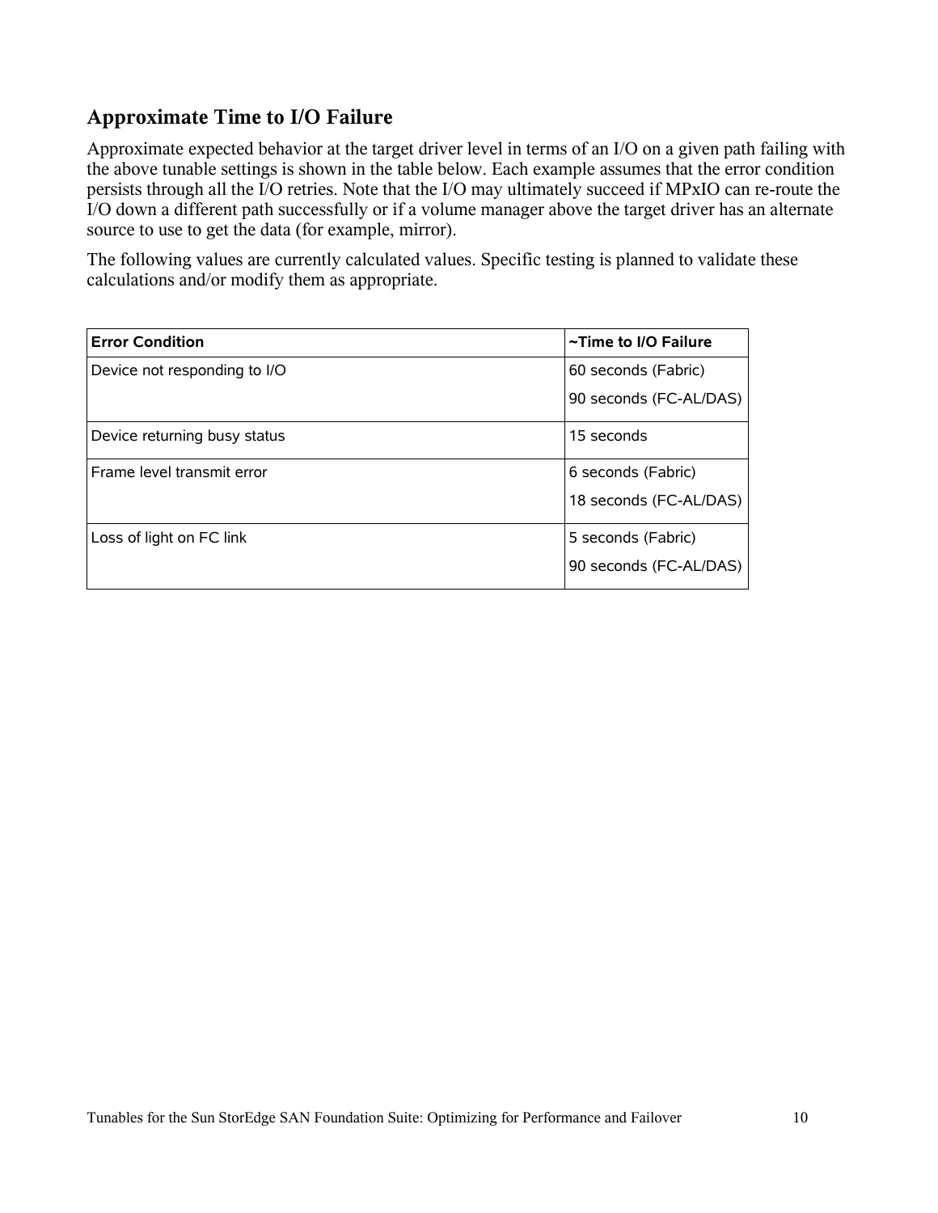## Approximate Time to I/O Failure

Approximate expected behavior at the target driver level in terms of an I/O on a given path failing with the above tunable settings is shown in the table below. Each example assumes that the error condition persists through all the I/O retries. Note that the I/O may ultimately succeed if MPxIO can re-route the I/O down a different path successfully or if a volume manager above the target driver has an alternate source to use to get the data (for example, mirror).

The following values are currently calculated values. Specific testing is planned to validate these calculations and/or modify them as appropriate.

| Error Condition | ~Time to I/O Failure |
|---|---|
| Device not responding to I/O | 60 seconds (Fabric)<br>90 seconds (FC-AL/DAS) |
| Device returning busy status | 15 seconds |
| Frame level transmit error | 6 seconds (Fabric)<br>18 seconds (FC-AL/DAS) |
| Loss of light on FC link | 5 seconds (Fabric)<br>90 seconds (FC-AL/DAS) |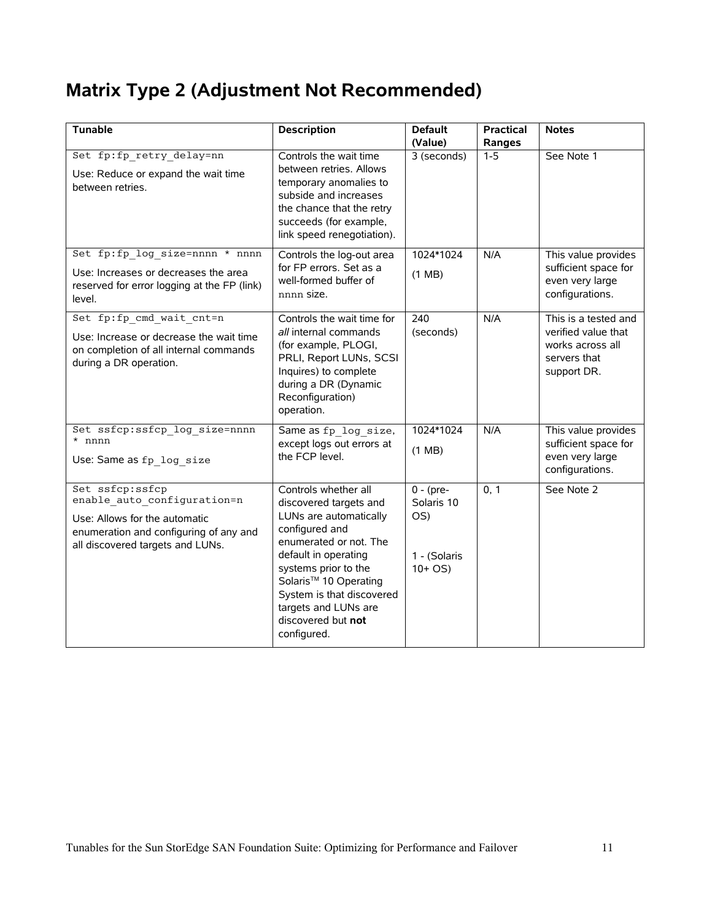# Matrix Type 2 (Adjustment Not Recommended)

| Tunable | Description | Default (Value) | Practical Ranges | Notes |
|---|---|---|---|---|
| `Set fp:fp_retry_delay=nn`<br><br>Use: Reduce or expand the wait time between retries. | Controls the wait time between retries. Allows temporary anomalies to subside and increases the chance that the retry succeeds (for example, link speed renegotiation). | 3 (seconds) | 1-5 | See Note 1 |
| `Set fp:fp_log_size=nnnn * nnnn`<br><br>Use: Increases or decreases the area reserved for error logging at the FP (link) level. | Controls the log-out area for FP errors. Set as a well-formed buffer of `nnnn` size. | 1024*1024<br><br>(1 MB) | N/A | This value provides sufficient space for even very large configurations. |
| `Set fp:fp_cmd_wait_cnt=n`<br><br>Use: Increase or decrease the wait time on completion of all internal commands during a DR operation. | Controls the wait time for *all* internal commands (for example, PLOGI, PRLI, Report LUNs, SCSI Inquires) to complete during a DR (Dynamic Reconfiguration) operation. | 240 (seconds) | N/A | This is a tested and verified value that works across all servers that support DR. |
| `Set ssfcp:ssfcp_log_size=nnnn * nnnn`<br><br>Use: Same as `fp_log_size` | Same as `fp_log_size`, except logs out errors at the FCP level. | 1024*1024<br><br>(1 MB) | N/A | This value provides sufficient space for even very large configurations. |
| `Set ssfcp:ssfcp enable_auto_configuration=n`<br><br>Use: Allows for the automatic enumeration and configuring of any and all discovered targets and LUNs. | Controls whether all discovered targets and LUNs are automatically configured and enumerated or not. The default in operating systems prior to the Solaris™ 10 Operating System is that discovered targets and LUNs are discovered but **not** configured. | 0 - (pre-Solaris 10 OS)<br><br>1 - (Solaris 10+ OS) | 0, 1 | See Note 2 |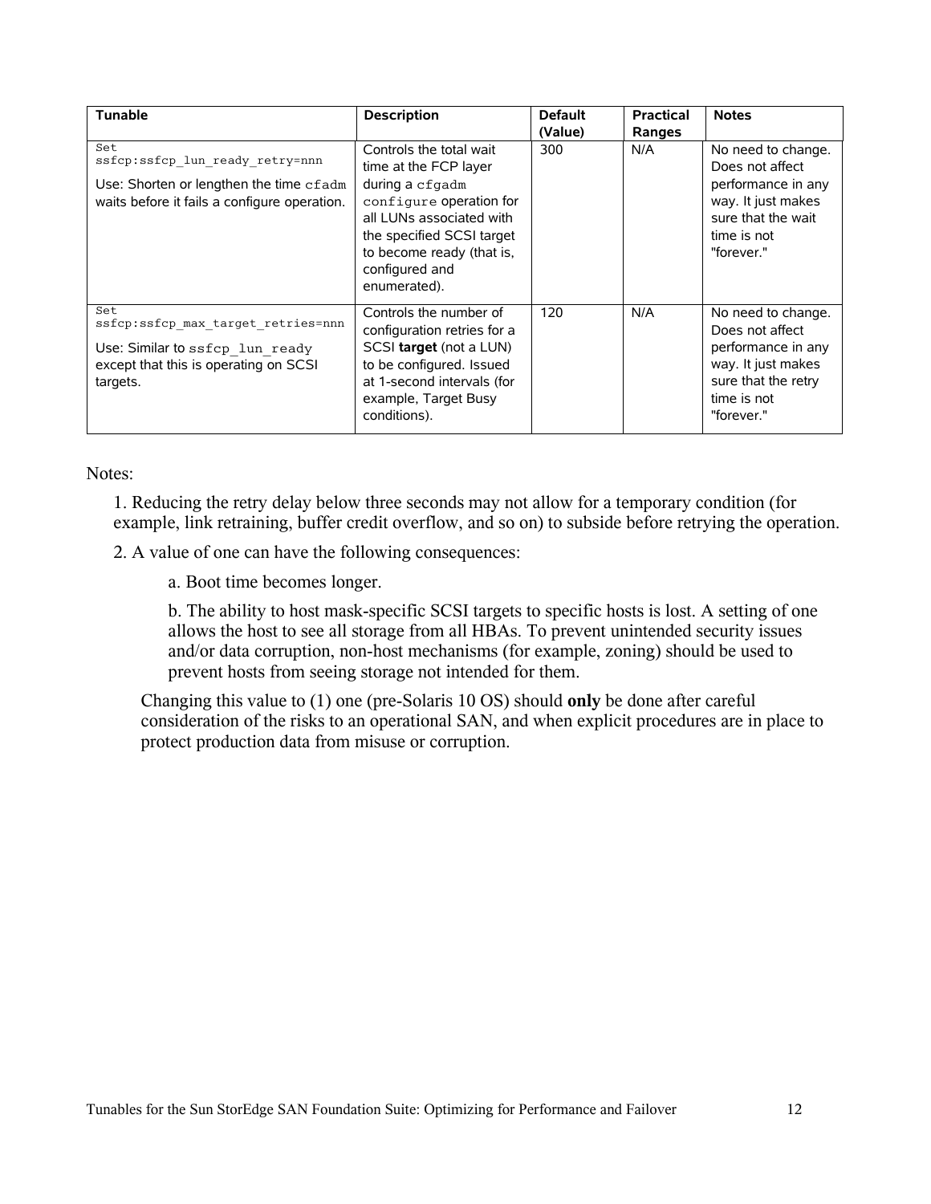| Tunable | Description | Default (Value) | Practical Ranges | Notes |
|---|---|---|---|---|
| `Set ssfcp:ssfcp_lun_ready_retry=nnn` <br> Use: Shorten or lengthen the time `cfadm` waits before it fails a configure operation. | Controls the total wait time at the FCP layer during a `cfgadm configure` operation for all LUNs associated with the specified SCSI target to become ready (that is, configured and enumerated). | 300 | N/A | No need to change. Does not affect performance in any way. It just makes sure that the wait time is not "forever." |
| `Set ssfcp:ssfcp_max_target_retries=nnn` <br> Use: Similar to `ssfcp_lun_ready` except that this is operating on SCSI targets. | Controls the number of configuration retries for a SCSI **target** (not a LUN) to be configured. Issued at 1-second intervals (for example, Target Busy conditions). | 120 | N/A | No need to change. Does not affect performance in any way. It just makes sure that the retry time is not "forever." |

Notes:

1. Reducing the retry delay below three seconds may not allow for a temporary condition (for example, link retraining, buffer credit overflow, and so on) to subside before retrying the operation.

2. A value of one can have the following consequences:

    a. Boot time becomes longer.

    b. The ability to host mask-specific SCSI targets to specific hosts is lost. A setting of one allows the host to see all storage from all HBAs. To prevent unintended security issues and/or data corruption, non-host mechanisms (for example, zoning) should be used to prevent hosts from seeing storage not intended for them.

   Changing this value to (1) one (pre-Solaris 10 OS) should **only** be done after careful consideration of the risks to an operational SAN, and when explicit procedures are in place to protect production data from misuse or corruption.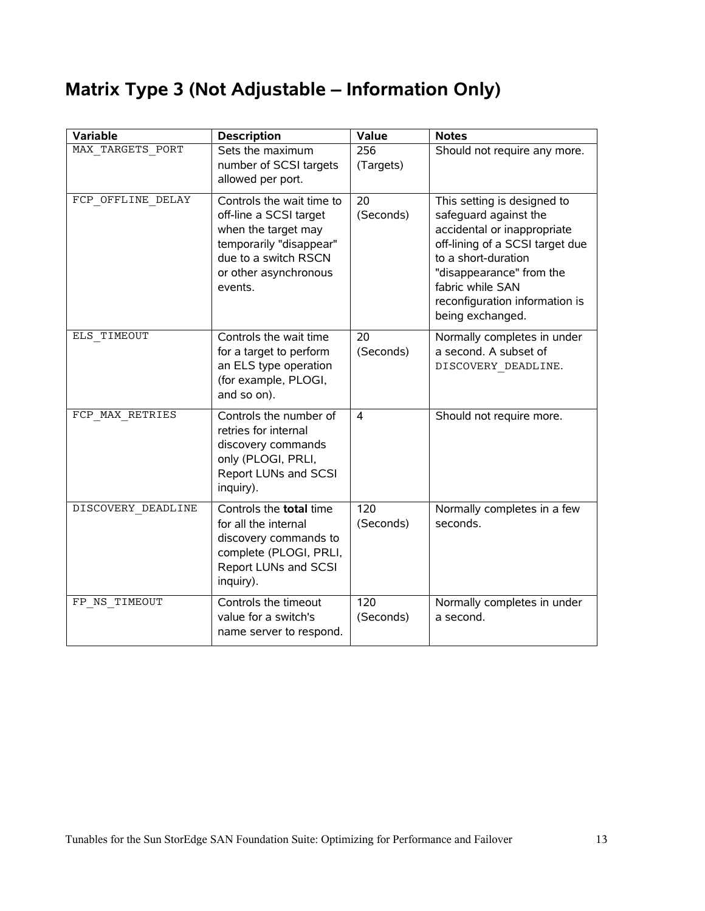# Matrix Type 3 (Not Adjustable – Information Only)

| Variable | Description | Value | Notes |
|---|---|---|---|
| MAX_TARGETS_PORT | Sets the maximum number of SCSI targets allowed per port. | 256 (Targets) | Should not require any more. |
| FCP_OFFLINE_DELAY | Controls the wait time to off-line a SCSI target when the target may temporarily "disappear" due to a switch RSCN or other asynchronous events. | 20 (Seconds) | This setting is designed to safeguard against the accidental or inappropriate off-lining of a SCSI target due to a short-duration "disappearance" from the fabric while SAN reconfiguration information is being exchanged. |
| ELS_TIMEOUT | Controls the wait time for a target to perform an ELS type operation (for example, PLOGI, and so on). | 20 (Seconds) | Normally completes in under a second. A subset of DISCOVERY_DEADLINE. |
| FCP_MAX_RETRIES | Controls the number of retries for internal discovery commands only (PLOGI, PRLI, Report LUNs and SCSI inquiry). | 4 | Should not require more. |
| DISCOVERY_DEADLINE | Controls the **total** time for all the internal discovery commands to complete (PLOGI, PRLI, Report LUNs and SCSI inquiry). | 120 (Seconds) | Normally completes in a few seconds. |
| FP_NS_TIMEOUT | Controls the timeout value for a switch's name server to respond. | 120 (Seconds) | Normally completes in under a second. |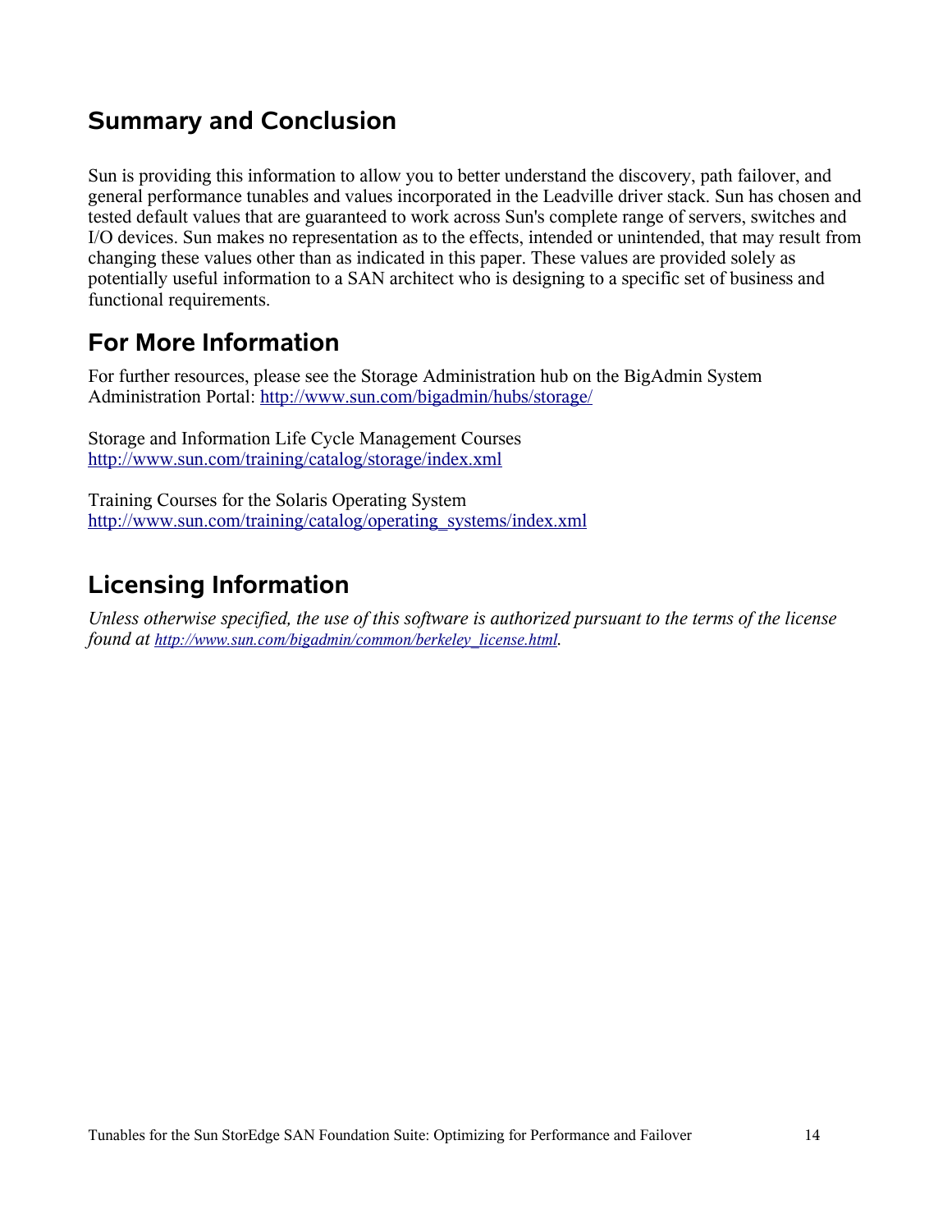## Summary and Conclusion

Sun is providing this information to allow you to better understand the discovery, path failover, and general performance tunables and values incorporated in the Leadville driver stack. Sun has chosen and tested default values that are guaranteed to work across Sun's complete range of servers, switches and I/O devices. Sun makes no representation as to the effects, intended or unintended, that may result from changing these values other than as indicated in this paper. These values are provided solely as potentially useful information to a SAN architect who is designing to a specific set of business and functional requirements.

## For More Information

For further resources, please see the Storage Administration hub on the BigAdmin System Administration Portal: http://www.sun.com/bigadmin/hubs/storage/

Storage and Information Life Cycle Management Courses
http://www.sun.com/training/catalog/storage/index.xml

Training Courses for the Solaris Operating System
http://www.sun.com/training/catalog/operating_systems/index.xml

## Licensing Information

*Unless otherwise specified, the use of this software is authorized pursuant to the terms of the license found at http://www.sun.com/bigadmin/common/berkeley_license.html.*